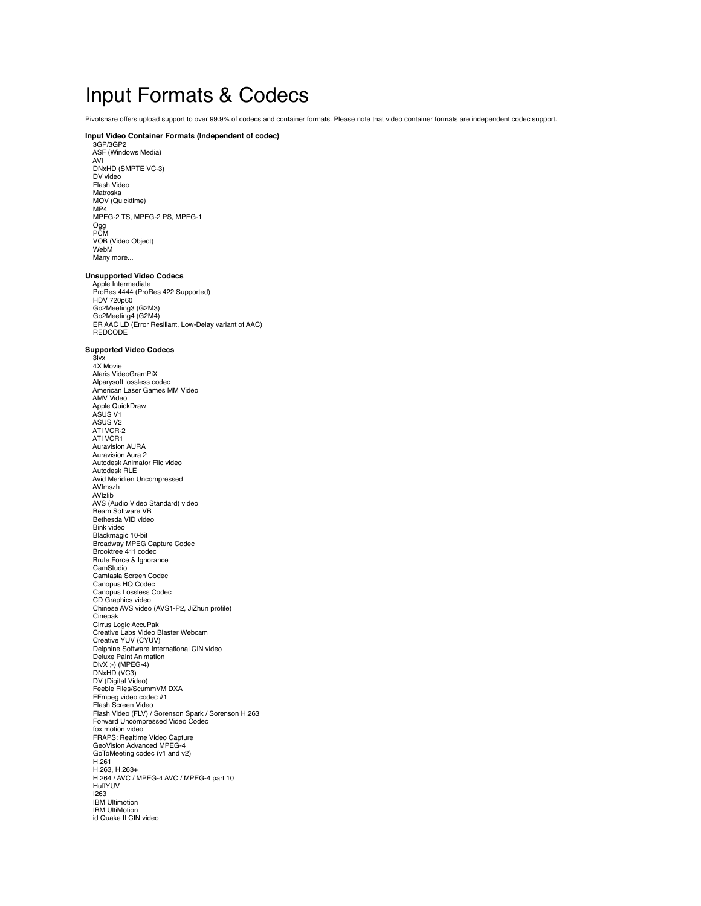# Input Formats & Codecs

Pivotshare offers upload support to over 99.9% of codecs and container formats. Please note that video container formats are independent codec support.

**Input Video Container Formats (Independent of codec)**

- 3GP/3GP2
- ASF (Windows Media)
- AVI
- DNxHD (SMPTE VC-3)
- DV video
- Flash Video
- Matroska
- MOV (Quicktime)
- MP4
- MPEG-2 TS, MPEG-2 PS, MPEG-1
- Ogg
- PCM
- VOB (Video Object)
- WebM
- Many more...

**Unsupported Video Codecs**

- Apple Intermediate
- ProRes 4444 (ProRes 422 Supported)
- HDV 720p60
- Go2Meeting3 (G2M3)
- Go2Meeting4 (G2M4)
- ER AAC LD (Error Resiliant, Low-Delay variant of AAC)
- REDCODE

**Supported Video Codecs**

- 3ivx
- 4X Movie
- Alaris VideoGramPiX
- Alparysoft lossless codec
- American Laser Games MM Video
- AMV Video
- Apple QuickDraw
- ASUS V1
- ASUS V2
- ATI VCR-2
- ATI VCR1
- Auravision AURA
- Auravision Aura 2
- Autodesk Animator Flic video
- Autodesk RLE
- Avid Meridien Uncompressed
- AVImszh
- AVIzlib
- AVS (Audio Video Standard) video
- Beam Software VB
- Bethesda VID video
- Bink video
- Blackmagic 10-bit
- Broadway MPEG Capture Codec
- Brooktree 411 codec
- Brute Force & Ignorance
- CamStudio
- Camtasia Screen Codec
- Canopus HQ Codec
- Canopus Lossless Codec
- CD Graphics video
- Chinese AVS video (AVS1-P2, JiZhun profile)
- Cinepak
- Cirrus Logic AccuPak
- Creative Labs Video Blaster Webcam
- Creative YUV (CYUV)
- Delphine Software International CIN video
- Deluxe Paint Animation
- DivX ;-) (MPEG-4)
- DNxHD (VC3)
- DV (Digital Video)
- Feeble Files/ScummVM DXA
- FFmpeg video codec #1
- Flash Screen Video
- Flash Video (FLV) / Sorenson Spark / Sorenson H.263
- Forward Uncompressed Video Codec
- fox motion video
- FRAPS: Realtime Video Capture
- GeoVision Advanced MPEG-4
- GoToMeeting codec (v1 and v2)
- H.261
- H.263, H.263+
- H.264 / AVC / MPEG-4 AVC / MPEG-4 part 10
- HuffYUV
- I263
- IBM Ultimotion
- IBM UltiMotion
- id Quake II CIN video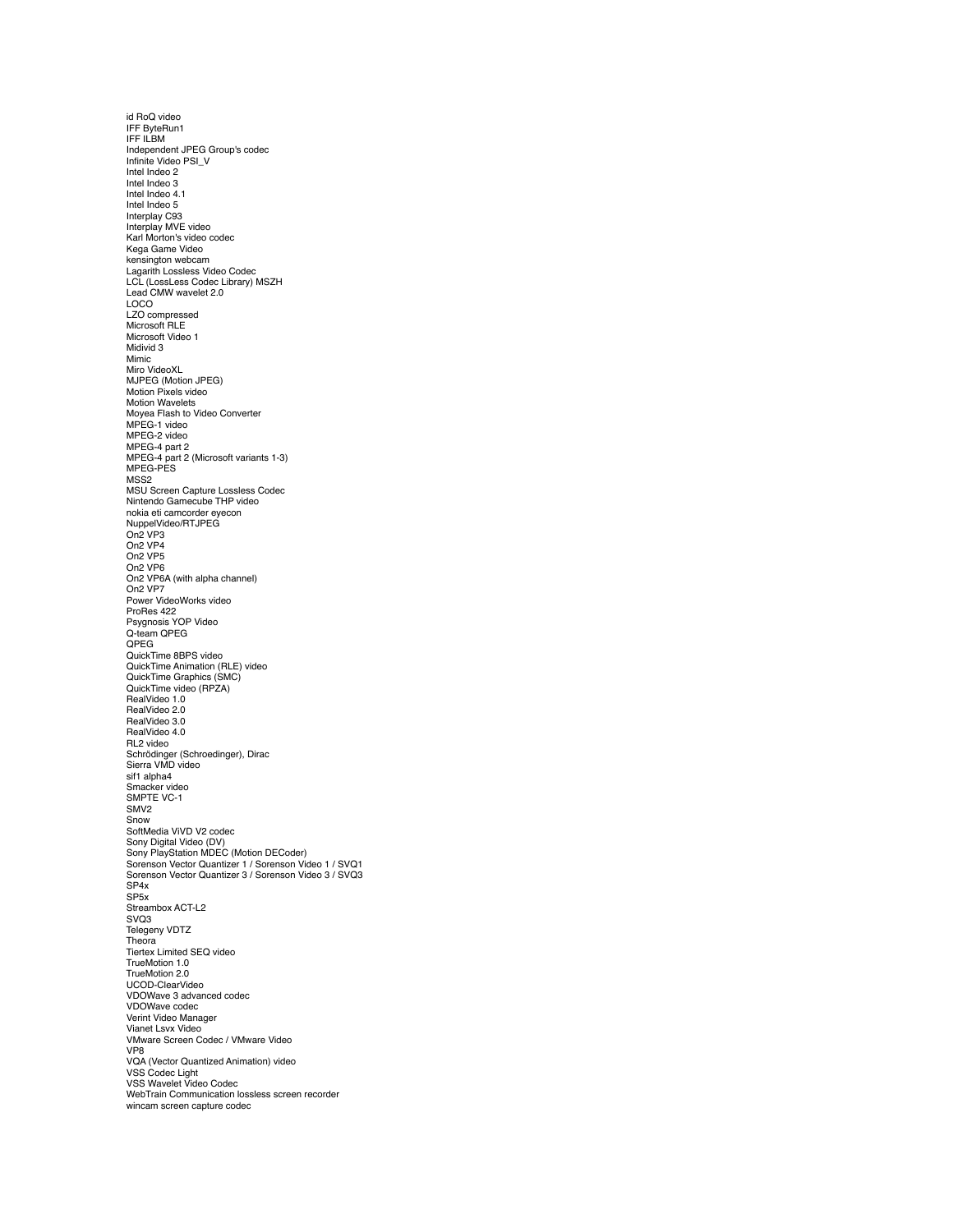id RoQ video
IFF ByteRun1
IFF ILBM
Independent JPEG Group's codec
Infinite Video PSI_V
Intel Indeo 2
Intel Indeo 3
Intel Indeo 4.1
Intel Indeo 5
Interplay C93
Interplay MVE video
Karl Morton's video codec
Kega Game Video
kensington webcam
Lagarith Lossless Video Codec
LCL (LossLess Codec Library) MSZH
Lead CMW wavelet 2.0
LOCO
LZO compressed
Microsoft RLE
Microsoft Video 1
Midivid 3
Mimic
Miro VideoXL
MJPEG (Motion JPEG)
Motion Pixels video
Motion Wavelets
Moyea Flash to Video Converter
MPEG-1 video
MPEG-2 video
MPEG-4 part 2
MPEG-4 part 2 (Microsoft variants 1-3)
MPEG-PES
MSS2
MSU Screen Capture Lossless Codec
Nintendo Gamecube THP video
nokia eti camcorder eyecon
NuppelVideo/RTJPEG
On2 VP3
On2 VP4
On2 VP5
On2 VP6
On2 VP6A (with alpha channel)
On2 VP7
Power VideoWorks video
ProRes 422
Psygnosis YOP Video
Q-team QPEG
QPEG
QuickTime 8BPS video
QuickTime Animation (RLE) video
QuickTime Graphics (SMC)
QuickTime video (RPZA)
RealVideo 1.0
RealVideo 2.0
RealVideo 3.0
RealVideo 4.0
RL2 video
Schrödinger (Schroedinger), Dirac
Sierra VMD video
sif1 alpha4
Smacker video
SMPTE VC-1
SMV2
Snow
SoftMedia ViVD V2 codec
Sony Digital Video (DV)
Sony PlayStation MDEC (Motion DECoder)
Sorenson Vector Quantizer 1 / Sorenson Video 1 / SVQ1
Sorenson Vector Quantizer 3 / Sorenson Video 3 / SVQ3
SP4x
SP5x
Streambox ACT-L2
SVQ3
Telegeny VDTZ
Theora
Tiertex Limited SEQ video
TrueMotion 1.0
TrueMotion 2.0
UCOD-ClearVideo
VDOWave 3 advanced codec
VDOWave codec
Verint Video Manager
Vianet Lsvx Video
VMware Screen Codec / VMware Video
VP8
VQA (Vector Quantized Animation) video
VSS Codec Light
VSS Wavelet Video Codec
WebTrain Communication lossless screen recorder
wincam screen capture codec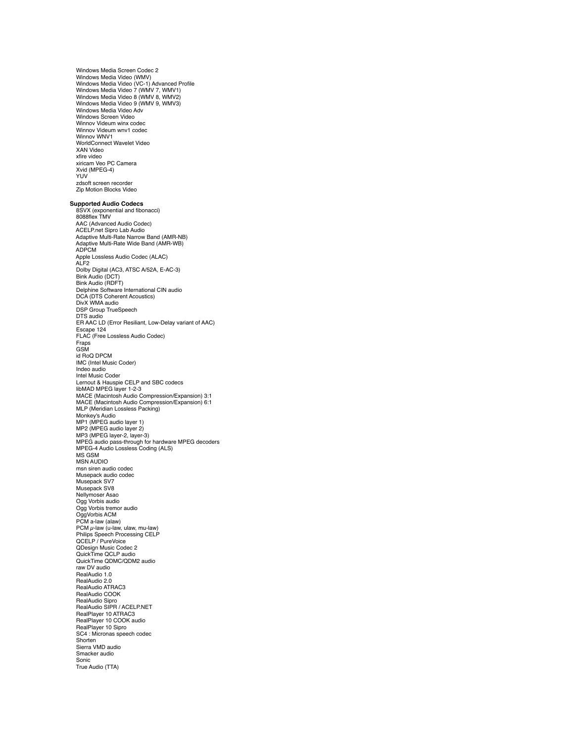Windows Media Screen Codec 2
Windows Media Video (WMV)
Windows Media Video (VC-1) Advanced Profile
Windows Media Video 7 (WMV 7, WMV1)
Windows Media Video 8 (WMV 8, WMV2)
Windows Media Video 9 (WMV 9, WMV3)
Windows Media Video Adv
Windows Screen Video
Winnov Videum winx codec
Winnov Videum wnv1 codec
Winnov WNV1
WorldConnect Wavelet Video
XAN Video
xfire video
xiricam Veo PC Camera
Xvid (MPEG-4)
YUV
zdsoft screen recorder
Zip Motion Blocks Video

**Supported Audio Codecs**

8SVX (exponential and fibonacci)
8088flex TMV
AAC (Advanced Audio Codec)
ACELP.net Sipro Lab Audio
Adaptive Multi-Rate Narrow Band (AMR-NB)
Adaptive Multi-Rate Wide Band (AMR-WB)
ADPCM
Apple Lossless Audio Codec (ALAC)
ALF2
Dolby Digital (AC3, ATSC A/52A, E-AC-3)
Bink Audio (DCT)
Bink Audio (RDFT)
Delphine Software International CIN audio
DCA (DTS Coherent Acoustics)
DivX WMA audio
DSP Group TrueSpeech
DTS audio
ER AAC LD (Error Resiliant, Low-Delay variant of AAC)
Escape 124
FLAC (Free Lossless Audio Codec)
Fraps
GSM
id RoQ DPCM
IMC (Intel Music Coder)
Indeo audio
Intel Music Coder
Lernout & Hauspie CELP and SBC codecs
libMAD MPEG layer 1-2-3
MACE (Macintosh Audio Compression/Expansion) 3:1
MACE (Macintosh Audio Compression/Expansion) 6:1
MLP (Meridian Lossless Packing)
Monkey's Audio
MP1 (MPEG audio layer 1)
MP2 (MPEG audio layer 2)
MP3 (MPEG layer-2, layer-3)
MPEG audio pass-through for hardware MPEG decoders
MPEG-4 Audio Lossless Coding (ALS)
MS GSM
MSN AUDIO
msn siren audio codec
Musepack audio codec
Musepack SV7
Musepack SV8
Nellymoser Asao
Ogg Vorbis audio
Ogg Vorbis tremor audio
OggVorbis ACM
PCM a-law (alaw)
PCM μ-law (u-law, ulaw, mu-law)
Philips Speech Processing CELP
QCELP / PureVoice
QDesign Music Codec 2
QuickTime QCLP audio
QuickTime QDMC/QDM2 audio
raw DV audio
RealAudio 1.0
RealAudio 2.0
RealAudio ATRAC3
RealAudio COOK
RealAudio Sipro
RealAudio SIPR / ACELP.NET
RealPlayer 10 ATRAC3
RealPlayer 10 COOK audio
RealPlayer 10 Sipro
SC4 : Micronas speech codec
Shorten
Sierra VMD audio
Smacker audio
Sonic
True Audio (TTA)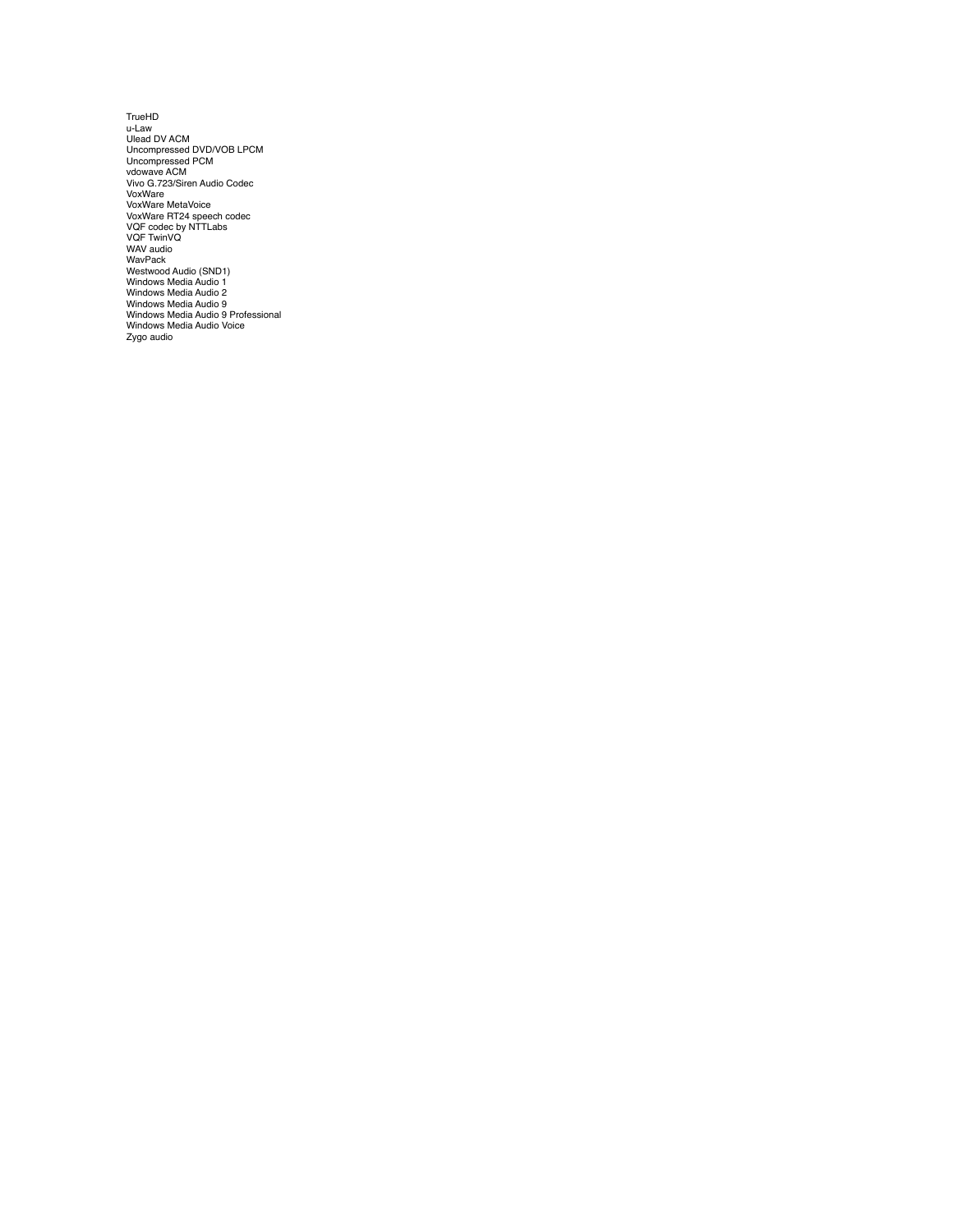TrueHD
u-Law
Ulead DV ACM
Uncompressed DVD/VOB LPCM
Uncompressed PCM
vdowave ACM
Vivo G.723/Siren Audio Codec
VoxWare
VoxWare MetaVoice
VoxWare RT24 speech codec
VQF codec by NTTLabs
VQF TwinVQ
WAV audio
WavPack
Westwood Audio (SND1)
Windows Media Audio 1
Windows Media Audio 2
Windows Media Audio 9
Windows Media Audio 9 Professional
Windows Media Audio Voice
Zygo audio